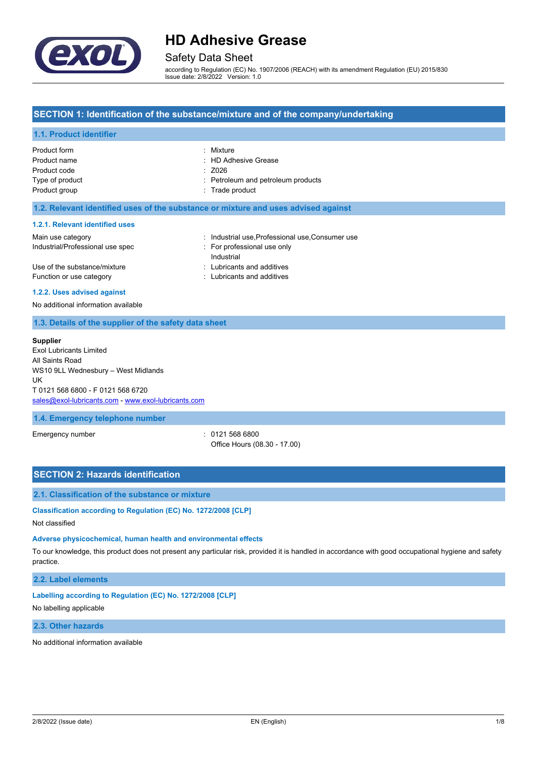# HD Adhesive Grease

## Safety Data Sheet

according to Regulation (EC) No. 1907/2006 (REACH) with its amendment Regulation (EU) 2015/830
Issue date: 2/8/2022 Version: 1.0

## SECTION 1: Identification of the substance/mixture and of the company/undertaking

### 1.1. Product identifier

| | |
|---|---|
| Product form | : Mixture |
| Product name | : HD Adhesive Grease |
| Product code | : Z026 |
| Type of product | : Petroleum and petroleum products |
| Product group | : Trade product |

### 1.2. Relevant identified uses of the substance or mixture and uses advised against

#### 1.2.1. Relevant identified uses

| | |
|---|---|
| Main use category | : Industrial use,Professional use,Consumer use |
| Industrial/Professional use spec | : For professional use only<br>Industrial |
| Use of the substance/mixture | : Lubricants and additives |
| Function or use category | : Lubricants and additives |

#### 1.2.2. Uses advised against

No additional information available

### 1.3. Details of the supplier of the safety data sheet

**Supplier**
Exol Lubricants Limited
All Saints Road
WS10 9LL Wednesbury – West Midlands
UK
T 0121 568 6800 - F 0121 568 6720
sales@exol-lubricants.com - www.exol-lubricants.com

### 1.4. Emergency telephone number

| | |
|---|---|
| Emergency number | : 0121 568 6800<br>Office Hours (08.30 - 17.00) |

## SECTION 2: Hazards identification

### 2.1. Classification of the substance or mixture

#### Classification according to Regulation (EC) No. 1272/2008 [CLP]

Not classified

#### Adverse physicochemical, human health and environmental effects

To our knowledge, this product does not present any particular risk, provided it is handled in accordance with good occupational hygiene and safety practice.

### 2.2. Label elements

#### Labelling according to Regulation (EC) No. 1272/2008 [CLP]

No labelling applicable

### 2.3. Other hazards

No additional information available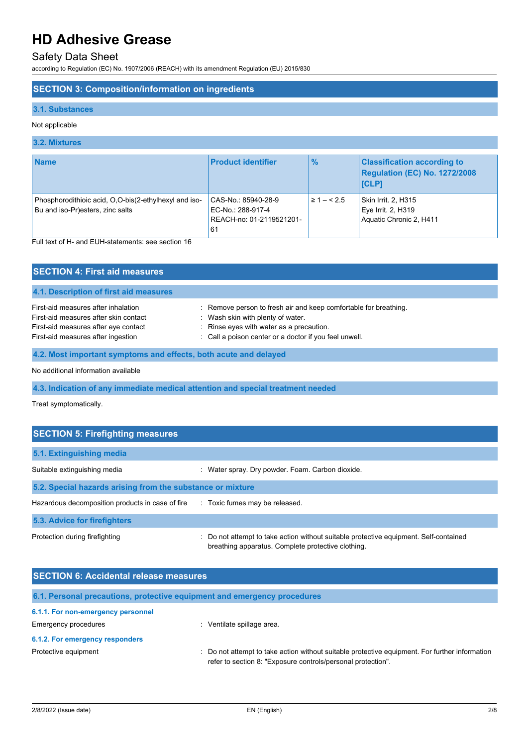# HD Adhesive Grease

## Safety Data Sheet

according to Regulation (EC) No. 1907/2006 (REACH) with its amendment Regulation (EU) 2015/830

## SECTION 3: Composition/information on ingredients

### 3.1. Substances

Not applicable

### 3.2. Mixtures

| Name | Product identifier | % | Classification according to Regulation (EC) No. 1272/2008 [CLP] |
|---|---|---|---|
| Phosphorodithioic acid, O,O-bis(2-ethylhexyl and iso-Bu and iso-Pr)esters, zinc salts | CAS-No.: 85940-28-9<br>EC-No.: 288-917-4<br>REACH-no: 01-2119521201-61 | ≥ 1 – < 2.5 | Skin Irrit. 2, H315<br>Eye Irrit. 2, H319<br>Aquatic Chronic 2, H411 |

Full text of H- and EUH-statements: see section 16

## SECTION 4: First aid measures

### 4.1. Description of first aid measures

First-aid measures after inhalation : Remove person to fresh air and keep comfortable for breathing.
First-aid measures after skin contact : Wash skin with plenty of water.
First-aid measures after eye contact : Rinse eyes with water as a precaution.
First-aid measures after ingestion : Call a poison center or a doctor if you feel unwell.

### 4.2. Most important symptoms and effects, both acute and delayed

No additional information available

### 4.3. Indication of any immediate medical attention and special treatment needed

Treat symptomatically.

## SECTION 5: Firefighting measures

### 5.1. Extinguishing media

Suitable extinguishing media : Water spray. Dry powder. Foam. Carbon dioxide.

### 5.2. Special hazards arising from the substance or mixture

Hazardous decomposition products in case of fire : Toxic fumes may be released.

### 5.3. Advice for firefighters

Protection during firefighting : Do not attempt to take action without suitable protective equipment. Self-contained breathing apparatus. Complete protective clothing.

## SECTION 6: Accidental release measures

### 6.1. Personal precautions, protective equipment and emergency procedures

#### 6.1.1. For non-emergency personnel

Emergency procedures : Ventilate spillage area.

#### 6.1.2. For emergency responders

Protective equipment : Do not attempt to take action without suitable protective equipment. For further information refer to section 8: "Exposure controls/personal protection".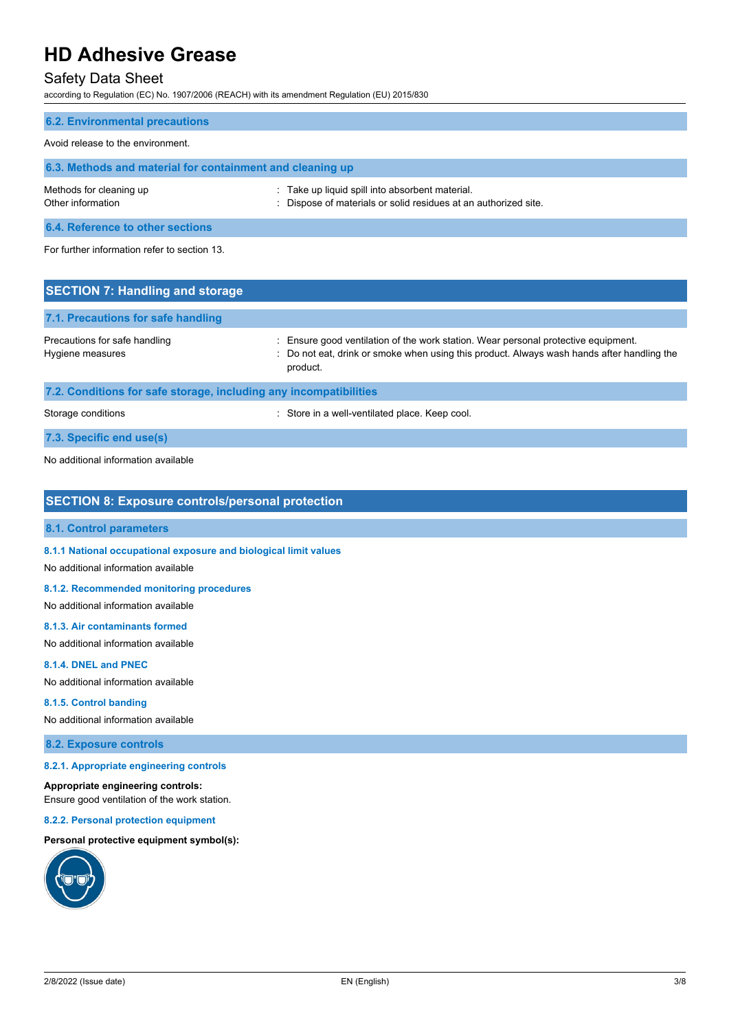### 6.2. Environmental precautions

Avoid release to the environment.

### 6.3. Methods and material for containment and cleaning up

| | |
|---|---|
| Methods for cleaning up | : Take up liquid spill into absorbent material. |
| Other information | : Dispose of materials or solid residues at an authorized site. |

### 6.4. Reference to other sections

For further information refer to section 13.

## SECTION 7: Handling and storage

### 7.1. Precautions for safe handling

| | |
|---|---|
| Precautions for safe handling | : Ensure good ventilation of the work station. Wear personal protective equipment. |
| Hygiene measures | : Do not eat, drink or smoke when using this product. Always wash hands after handling the product. |

### 7.2. Conditions for safe storage, including any incompatibilities

| | |
|---|---|
| Storage conditions | : Store in a well-ventilated place. Keep cool. |

### 7.3. Specific end use(s)

No additional information available

## SECTION 8: Exposure controls/personal protection

### 8.1. Control parameters

#### 8.1.1 National occupational exposure and biological limit values

No additional information available

#### 8.1.2. Recommended monitoring procedures

No additional information available

#### 8.1.3. Air contaminants formed

No additional information available

#### 8.1.4. DNEL and PNEC

No additional information available

#### 8.1.5. Control banding

No additional information available

### 8.2. Exposure controls

#### 8.2.1. Appropriate engineering controls

**Appropriate engineering controls:**
Ensure good ventilation of the work station.

#### 8.2.2. Personal protection equipment

**Personal protective equipment symbol(s):**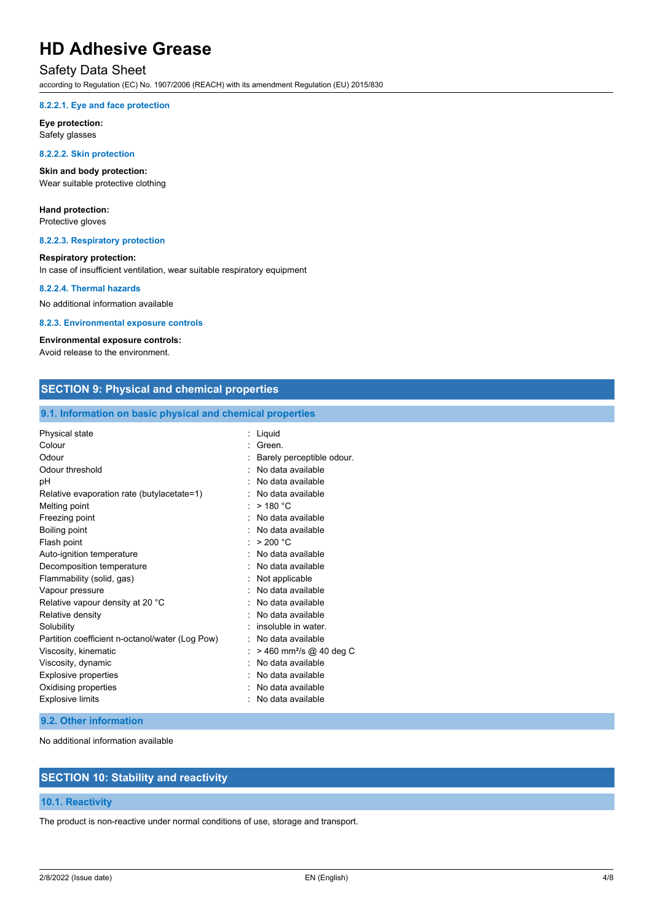#### 8.2.2.1. Eye and face protection

**Eye protection:**
Safety glasses

#### 8.2.2.2. Skin protection

**Skin and body protection:**
Wear suitable protective clothing

**Hand protection:**
Protective gloves

#### 8.2.2.3. Respiratory protection

**Respiratory protection:**
In case of insufficient ventilation, wear suitable respiratory equipment

#### 8.2.2.4. Thermal hazards

No additional information available

#### 8.2.3. Environmental exposure controls

**Environmental exposure controls:**
Avoid release to the environment.

## SECTION 9: Physical and chemical properties

### 9.1. Information on basic physical and chemical properties

| Property | Value |
|---|---|
| Physical state | Liquid |
| Colour | Green. |
| Odour | Barely perceptible odour. |
| Odour threshold | No data available |
| pH | No data available |
| Relative evaporation rate (butylacetate=1) | No data available |
| Melting point | > 180 °C |
| Freezing point | No data available |
| Boiling point | No data available |
| Flash point | > 200 °C |
| Auto-ignition temperature | No data available |
| Decomposition temperature | No data available |
| Flammability (solid, gas) | Not applicable |
| Vapour pressure | No data available |
| Relative vapour density at 20 °C | No data available |
| Relative density | No data available |
| Solubility | insoluble in water. |
| Partition coefficient n-octanol/water (Log Pow) | No data available |
| Viscosity, kinematic | > 460 $mm^2/s$ @ 40 deg C |
| Viscosity, dynamic | No data available |
| Explosive properties | No data available |
| Oxidising properties | No data available |
| Explosive limits | No data available |

### 9.2. Other information

No additional information available

## SECTION 10: Stability and reactivity

### 10.1. Reactivity

The product is non-reactive under normal conditions of use, storage and transport.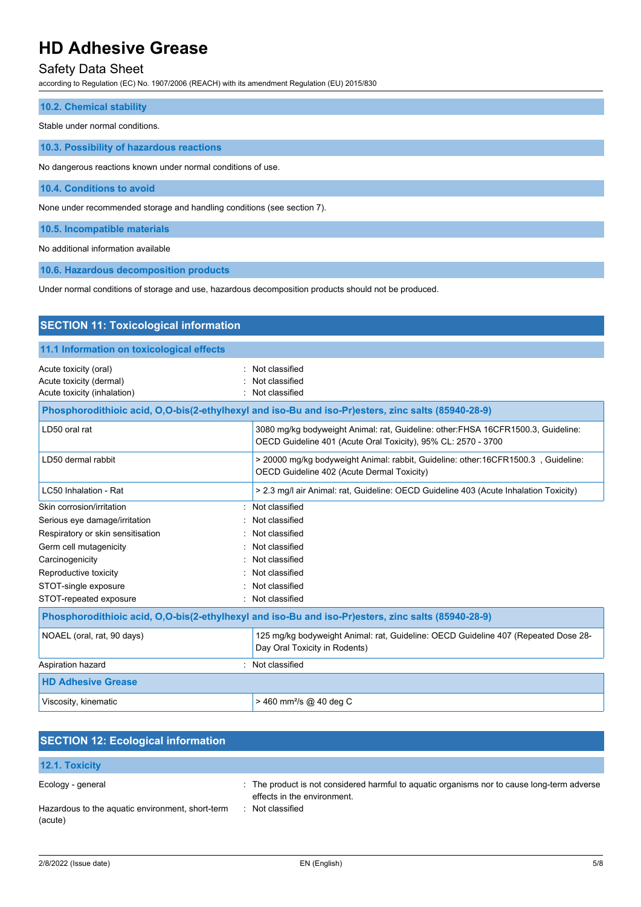### 10.2. Chemical stability

Stable under normal conditions.

### 10.3. Possibility of hazardous reactions

No dangerous reactions known under normal conditions of use.

### 10.4. Conditions to avoid

None under recommended storage and handling conditions (see section 7).

### 10.5. Incompatible materials

No additional information available

### 10.6. Hazardous decomposition products

Under normal conditions of storage and use, hazardous decomposition products should not be produced.

## SECTION 11: Toxicological information

### 11.1 Information on toxicological effects

Acute toxicity (oral) : Not classified
Acute toxicity (dermal) : Not classified
Acute toxicity (inhalation) : Not classified

| Phosphorodithioic acid, O,O-bis(2-ethylhexyl and iso-Bu and iso-Pr)esters, zinc salts (85940-28-9) | |
|---|---|
| LD50 oral rat | 3080 mg/kg bodyweight Animal: rat, Guideline: other:FHSA 16CFR1500.3, Guideline: OECD Guideline 401 (Acute Oral Toxicity), 95% CL: 2570 - 3700 |
| LD50 dermal rabbit | > 20000 mg/kg bodyweight Animal: rabbit, Guideline: other:16CFR1500.3 , Guideline: OECD Guideline 402 (Acute Dermal Toxicity) |
| LC50 Inhalation - Rat | > 2.3 mg/l air Animal: rat, Guideline: OECD Guideline 403 (Acute Inhalation Toxicity) |

Skin corrosion/irritation : Not classified
Serious eye damage/irritation : Not classified
Respiratory or skin sensitisation : Not classified
Germ cell mutagenicity : Not classified
Carcinogenicity : Not classified
Reproductive toxicity : Not classified
STOT-single exposure : Not classified
STOT-repeated exposure : Not classified

| Phosphorodithioic acid, O,O-bis(2-ethylhexyl and iso-Bu and iso-Pr)esters, zinc salts (85940-28-9) | |
|---|---|
| NOAEL (oral, rat, 90 days) | 125 mg/kg bodyweight Animal: rat, Guideline: OECD Guideline 407 (Repeated Dose 28-Day Oral Toxicity in Rodents) |

Aspiration hazard : Not classified

| HD Adhesive Grease | |
|---|---|
| Viscosity, kinematic | > 460 $mm^2/s$ @ 40 deg C |

## SECTION 12: Ecological information

### 12.1. Toxicity

Ecology - general : The product is not considered harmful to aquatic organisms nor to cause long-term adverse effects in the environment.
Hazardous to the aquatic environment, short-term (acute) : Not classified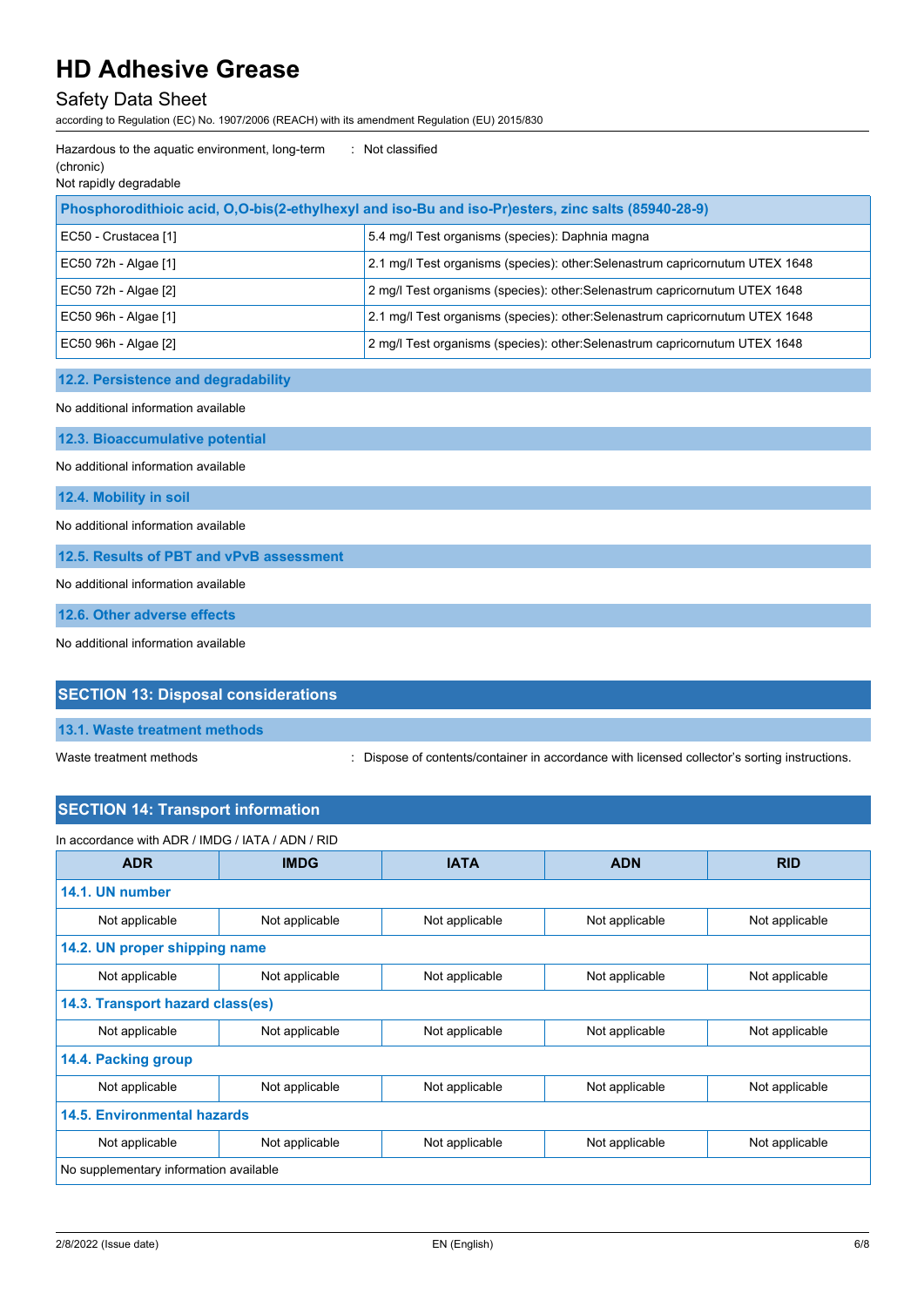| | | |
|---|---|---|
| Hazardous to the aquatic environment, long-term (chronic) | : | Not classified |

Not rapidly degradable

| Phosphorodithioic acid, O,O-bis(2-ethylhexyl and iso-Bu and iso-Pr)esters, zinc salts (85940-28-9) | |
|---|---|
| EC50 - Crustacea [1] | 5.4 mg/l Test organisms (species): Daphnia magna |
| EC50 72h - Algae [1] | 2.1 mg/l Test organisms (species): other:Selenastrum capricornutum UTEX 1648 |
| EC50 72h - Algae [2] | 2 mg/l Test organisms (species): other:Selenastrum capricornutum UTEX 1648 |
| EC50 96h - Algae [1] | 2.1 mg/l Test organisms (species): other:Selenastrum capricornutum UTEX 1648 |
| EC50 96h - Algae [2] | 2 mg/l Test organisms (species): other:Selenastrum capricornutum UTEX 1648 |

### 12.2. Persistence and degradability

No additional information available

### 12.3. Bioaccumulative potential

No additional information available

### 12.4. Mobility in soil

No additional information available

### 12.5. Results of PBT and vPvB assessment

No additional information available

### 12.6. Other adverse effects

No additional information available

## SECTION 13: Disposal considerations

### 13.1. Waste treatment methods

Waste treatment methods : Dispose of contents/container in accordance with licensed collector's sorting instructions.

## SECTION 14: Transport information

In accordance with ADR / IMDG / IATA / ADN / RID

| ADR | IMDG | IATA | ADN | RID |
|---|---|---|---|---|
| **14.1. UN number** | | | | |
| Not applicable | Not applicable | Not applicable | Not applicable | Not applicable |
| **14.2. UN proper shipping name** | | | | |
| Not applicable | Not applicable | Not applicable | Not applicable | Not applicable |
| **14.3. Transport hazard class(es)** | | | | |
| Not applicable | Not applicable | Not applicable | Not applicable | Not applicable |
| **14.4. Packing group** | | | | |
| Not applicable | Not applicable | Not applicable | Not applicable | Not applicable |
| **14.5. Environmental hazards** | | | | |
| Not applicable | Not applicable | Not applicable | Not applicable | Not applicable |
| No supplementary information available | | | | |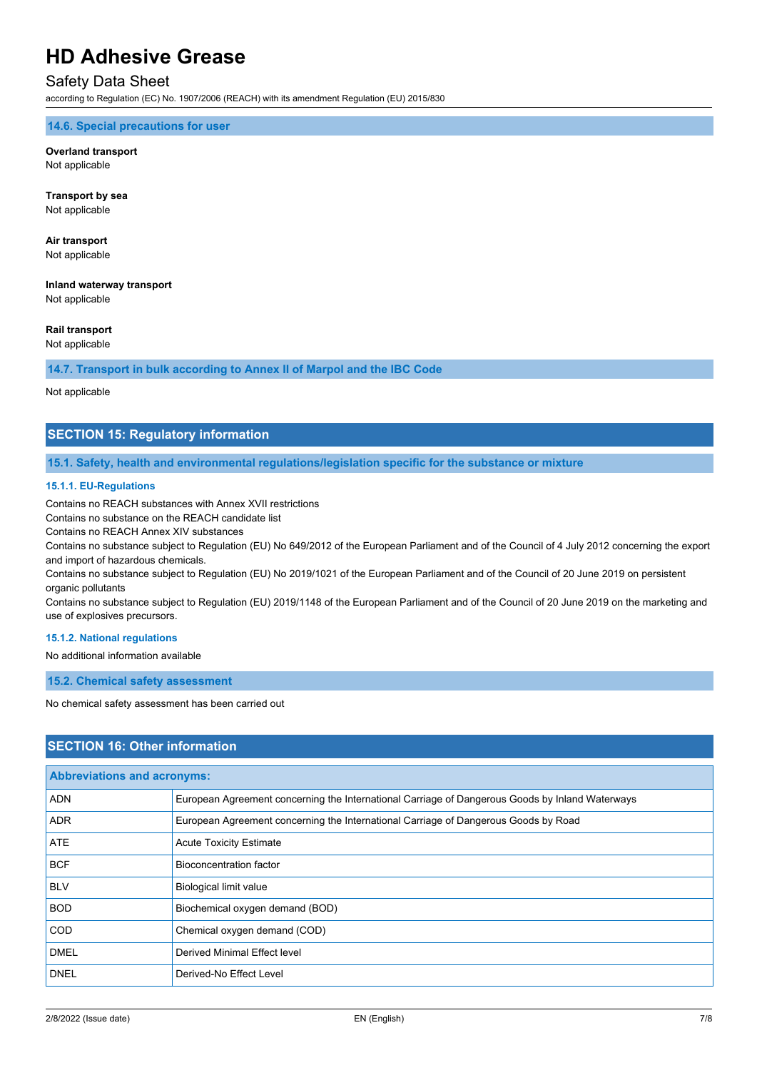### 14.6. Special precautions for user

**Overland transport**
Not applicable

**Transport by sea**
Not applicable

**Air transport**
Not applicable

**Inland waterway transport**
Not applicable

**Rail transport**
Not applicable

### 14.7. Transport in bulk according to Annex II of Marpol and the IBC Code

Not applicable

## SECTION 15: Regulatory information

### 15.1. Safety, health and environmental regulations/legislation specific for the substance or mixture

#### 15.1.1. EU-Regulations

Contains no REACH substances with Annex XVII restrictions
Contains no substance on the REACH candidate list
Contains no REACH Annex XIV substances
Contains no substance subject to Regulation (EU) No 649/2012 of the European Parliament and of the Council of 4 July 2012 concerning the export and import of hazardous chemicals.
Contains no substance subject to Regulation (EU) No 2019/1021 of the European Parliament and of the Council of 20 June 2019 on persistent organic pollutants
Contains no substance subject to Regulation (EU) 2019/1148 of the European Parliament and of the Council of 20 June 2019 on the marketing and use of explosives precursors.

#### 15.1.2. National regulations

No additional information available

### 15.2. Chemical safety assessment

No chemical safety assessment has been carried out

## SECTION 16: Other information

| Abbreviations and acronyms: | |
|---|---|
| ADN | European Agreement concerning the International Carriage of Dangerous Goods by Inland Waterways |
| ADR | European Agreement concerning the International Carriage of Dangerous Goods by Road |
| ATE | Acute Toxicity Estimate |
| BCF | Bioconcentration factor |
| BLV | Biological limit value |
| BOD | Biochemical oxygen demand (BOD) |
| COD | Chemical oxygen demand (COD) |
| DMEL | Derived Minimal Effect level |
| DNEL | Derived-No Effect Level |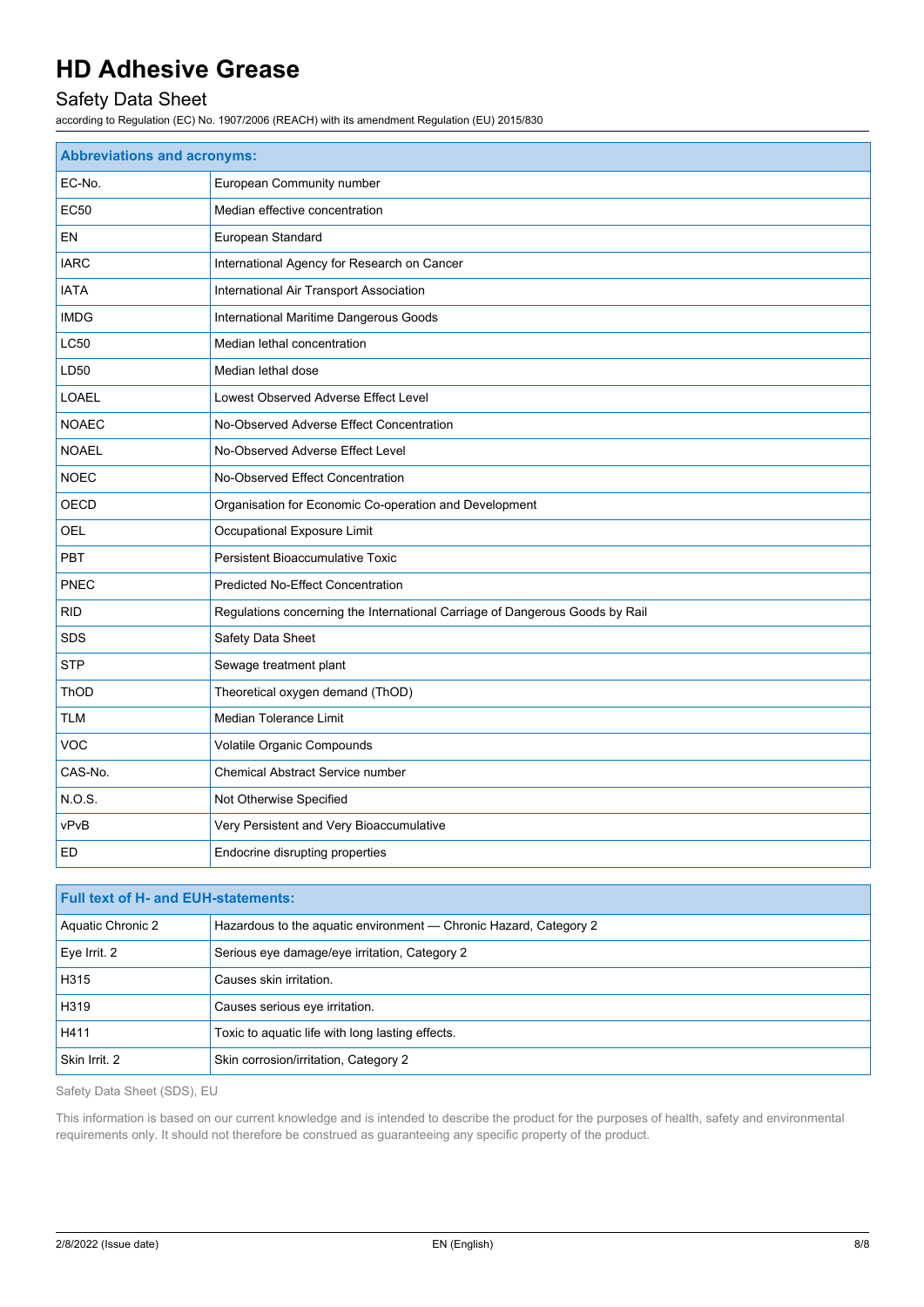| Abbreviations and acronyms: | |
|---|---|
| EC-No. | European Community number |
| EC50 | Median effective concentration |
| EN | European Standard |
| IARC | International Agency for Research on Cancer |
| IATA | International Air Transport Association |
| IMDG | International Maritime Dangerous Goods |
| LC50 | Median lethal concentration |
| LD50 | Median lethal dose |
| LOAEL | Lowest Observed Adverse Effect Level |
| NOAEC | No-Observed Adverse Effect Concentration |
| NOAEL | No-Observed Adverse Effect Level |
| NOEC | No-Observed Effect Concentration |
| OECD | Organisation for Economic Co-operation and Development |
| OEL | Occupational Exposure Limit |
| PBT | Persistent Bioaccumulative Toxic |
| PNEC | Predicted No-Effect Concentration |
| RID | Regulations concerning the International Carriage of Dangerous Goods by Rail |
| SDS | Safety Data Sheet |
| STP | Sewage treatment plant |
| ThOD | Theoretical oxygen demand (ThOD) |
| TLM | Median Tolerance Limit |
| VOC | Volatile Organic Compounds |
| CAS-No. | Chemical Abstract Service number |
| N.O.S. | Not Otherwise Specified |
| vPvB | Very Persistent and Very Bioaccumulative |
| ED | Endocrine disrupting properties |

| Full text of H- and EUH-statements: | |
|---|---|
| Aquatic Chronic 2 | Hazardous to the aquatic environment — Chronic Hazard, Category 2 |
| Eye Irrit. 2 | Serious eye damage/eye irritation, Category 2 |
| H315 | Causes skin irritation. |
| H319 | Causes serious eye irritation. |
| H411 | Toxic to aquatic life with long lasting effects. |
| Skin Irrit. 2 | Skin corrosion/irritation, Category 2 |

Safety Data Sheet (SDS), EU

This information is based on our current knowledge and is intended to describe the product for the purposes of health, safety and environmental requirements only. It should not therefore be construed as guaranteeing any specific property of the product.